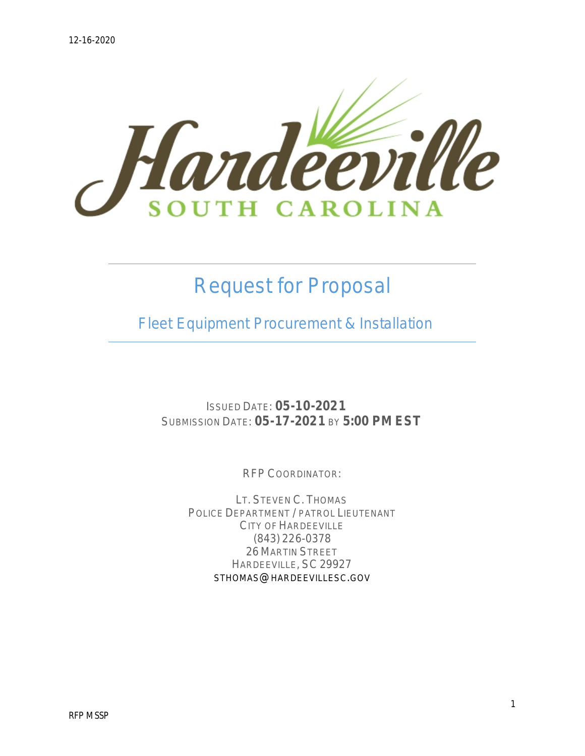# Request for Proposal

## Fleet Equipment Procurement & Installation

ISSUED DATE: **05-10-2021**
SUBMISSION DATE: **05-17-2021** BY **5:00 PM EST**

RFP COORDINATOR:

LT. STEVEN C. THOMAS
POLICE DEPARTMENT / PATROL LIEUTENANT
CITY OF HARDEEVILLE
(843) 226-0378
26 MARTIN STREET
HARDEEVILLE, SC 29927
STHOMAS@HARDEEVILLESC.GOV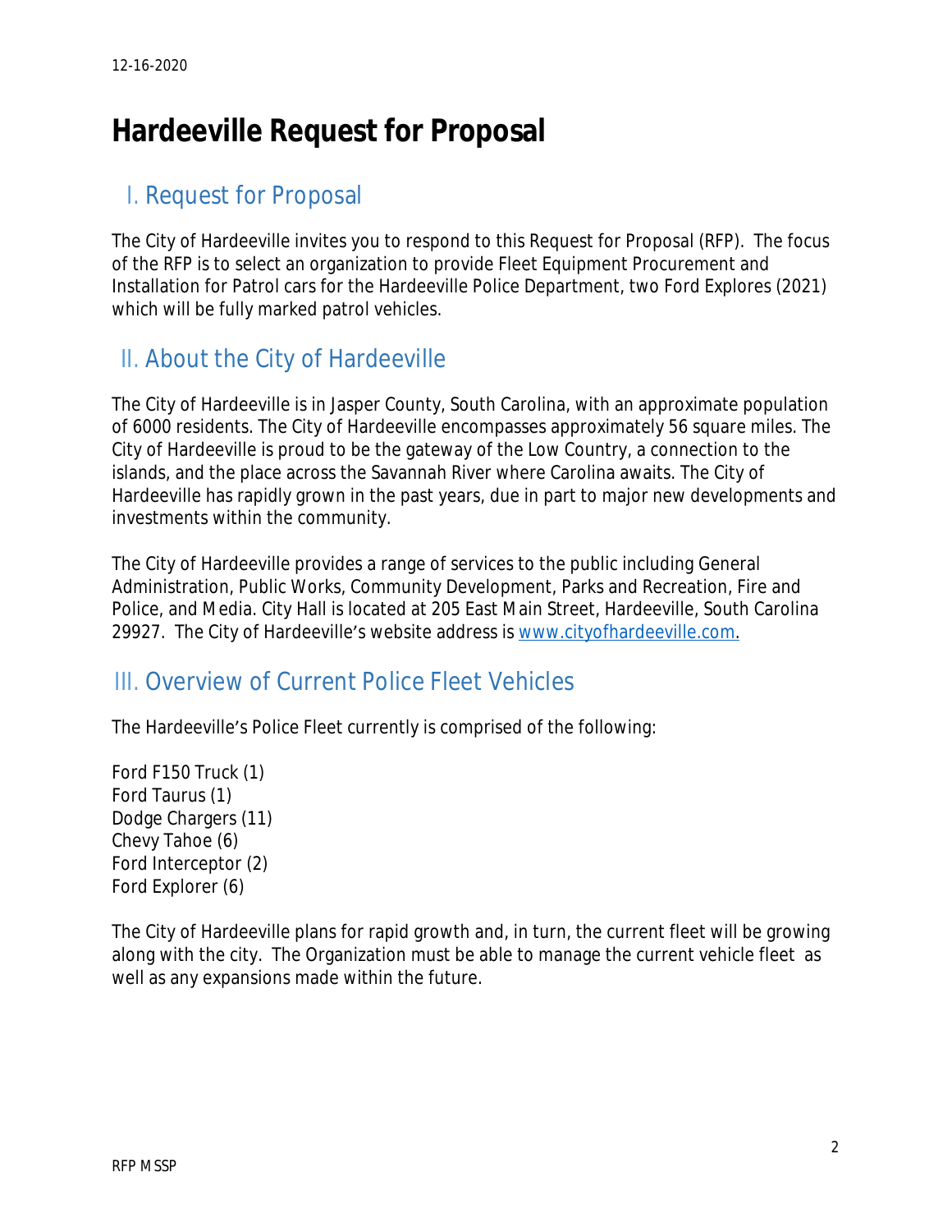12-16-2020

# Hardeeville Request for Proposal

## I. Request for Proposal

The City of Hardeeville invites you to respond to this Request for Proposal (RFP). The focus of the RFP is to select an organization to provide Fleet Equipment Procurement and Installation for Patrol cars for the Hardeeville Police Department, two Ford Explores (2021) which will be fully marked patrol vehicles.

## II. About the City of Hardeeville

The City of Hardeeville is in Jasper County, South Carolina, with an approximate population of 6000 residents. The City of Hardeeville encompasses approximately 56 square miles. The City of Hardeeville is proud to be the gateway of the Low Country, a connection to the islands, and the place across the Savannah River where Carolina awaits. The City of Hardeeville has rapidly grown in the past years, due in part to major new developments and investments within the community.

The City of Hardeeville provides a range of services to the public including General Administration, Public Works, Community Development, Parks and Recreation, Fire and Police, and Media. City Hall is located at 205 East Main Street, Hardeeville, South Carolina 29927. The City of Hardeeville's website address is [www.cityofhardeeville.com](http://www.cityofhardeeville.com).

## III. Overview of Current Police Fleet Vehicles

The Hardeeville's Police Fleet currently is comprised of the following:

Ford F150 Truck (1)
Ford Taurus (1)
Dodge Chargers (11)
Chevy Tahoe (6)
Ford Interceptor (2)
Ford Explorer (6)

The City of Hardeeville plans for rapid growth and, in turn, the current fleet will be growing along with the city. The Organization must be able to manage the current vehicle fleet as well as any expansions made within the future.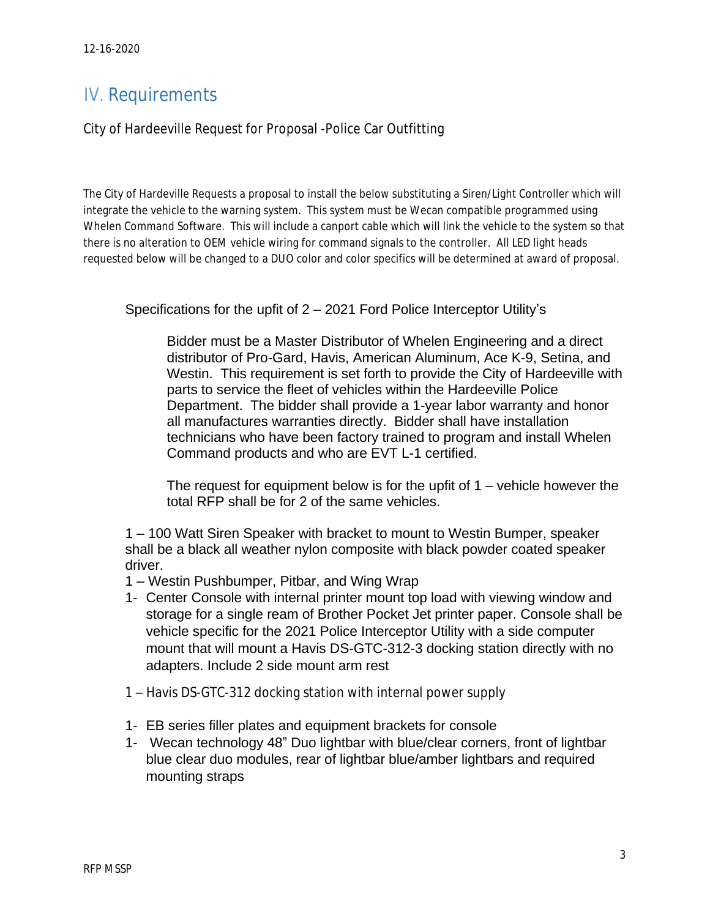12-16-2020

# IV. Requirements

City of Hardeeville Request for Proposal -Police Car Outfitting

The City of Hardeville Requests a proposal to install the below substituting a Siren/Light Controller which will integrate the vehicle to the warning system. This system must be Wecan compatible programmed using Whelen Command Software. This will include a canport cable which will link the vehicle to the system so that there is no alteration to OEM vehicle wiring for command signals to the controller. All LED light heads requested below will be changed to a DUO color and color specifics will be determined at award of proposal.

Specifications for the upfit of 2 – 2021 Ford Police Interceptor Utility's

Bidder must be a Master Distributor of Whelen Engineering and a direct distributor of Pro-Gard, Havis, American Aluminum, Ace K-9, Setina, and Westin. This requirement is set forth to provide the City of Hardeeville with parts to service the fleet of vehicles within the Hardeeville Police Department. The bidder shall provide a 1-year labor warranty and honor all manufactures warranties directly. Bidder shall have installation technicians who have been factory trained to program and install Whelen Command products and who are EVT L-1 certified.

The request for equipment below is for the upfit of 1 – vehicle however the total RFP shall be for 2 of the same vehicles.

1 – 100 Watt Siren Speaker with bracket to mount to Westin Bumper, speaker shall be a black all weather nylon composite with black powder coated speaker driver.

1 – Westin Pushbumper, Pitbar, and Wing Wrap

1- Center Console with internal printer mount top load with viewing window and storage for a single ream of Brother Pocket Jet printer paper. Console shall be vehicle specific for the 2021 Police Interceptor Utility with a side computer mount that will mount a Havis DS-GTC-312-3 docking station directly with no adapters. Include 2 side mount arm rest

1 – Havis DS-GTC-312 docking station with internal power supply

1- EB series filler plates and equipment brackets for console

1- Wecan technology 48" Duo lightbar with blue/clear corners, front of lightbar blue clear duo modules, rear of lightbar blue/amber lightbars and required mounting straps

RFP MSSP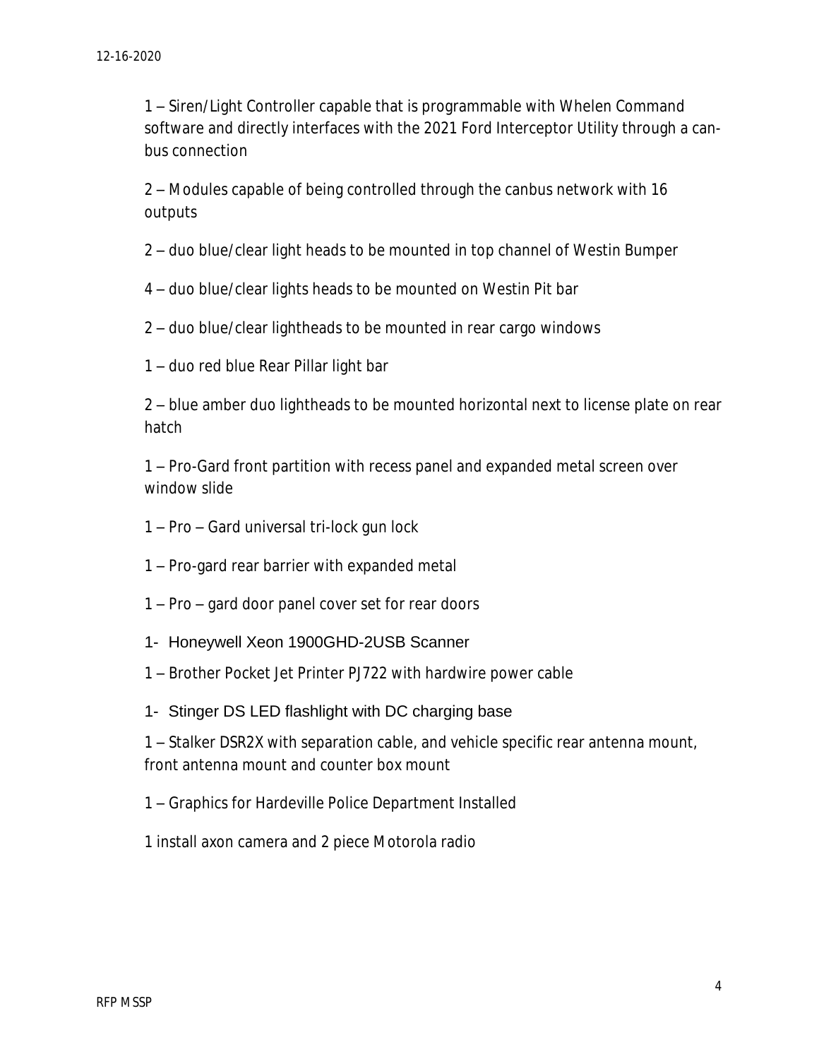1 – Siren/Light Controller capable that is programmable with Whelen Command software and directly interfaces with the 2021 Ford Interceptor Utility through a can-bus connection

2 – Modules capable of being controlled through the canbus network with 16 outputs

2 – duo blue/clear light heads to be mounted in top channel of Westin Bumper

4 – duo blue/clear lights heads to be mounted on Westin Pit bar

2 – duo blue/clear lightheads to be mounted in rear cargo windows

1 – duo red blue Rear Pillar light bar

2 – blue amber duo lightheads to be mounted horizontal next to license plate on rear hatch

1 – Pro-Gard front partition with recess panel and expanded metal screen over window slide

1 – Pro – Gard universal tri-lock gun lock

1 – Pro-gard rear barrier with expanded metal

1 – Pro – gard door panel cover set for rear doors

1- Honeywell Xeon 1900GHD-2USB Scanner

1 – Brother Pocket Jet Printer PJ722 with hardwire power cable

1- Stinger DS LED flashlight with DC charging base

1 – Stalker DSR2X with separation cable, and vehicle specific rear antenna mount, front antenna mount and counter box mount

1 – Graphics for Hardeville Police Department Installed

1 install axon camera and 2 piece Motorola radio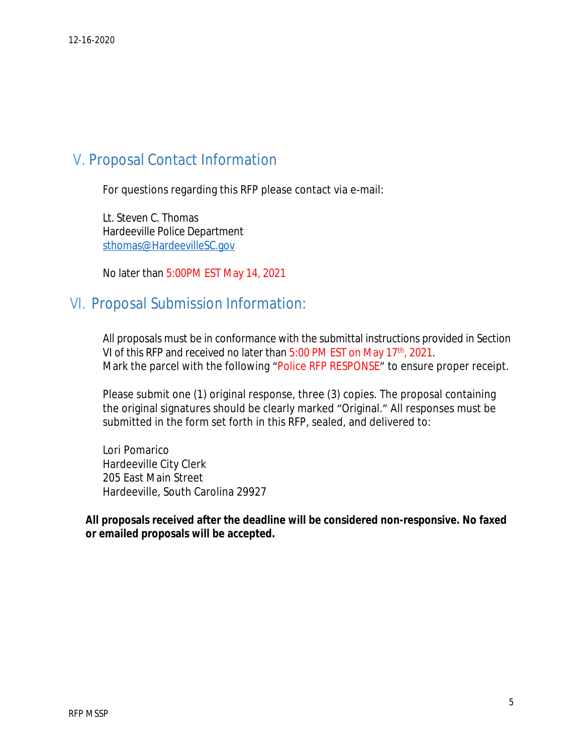## V. Proposal Contact Information

For questions regarding this RFP please contact via e-mail:

Lt. Steven C. Thomas
Hardeeville Police Department
sthomas@HardeevilleSC.gov

No later than 5:00PM EST May 14, 2021

## VI. Proposal Submission Information:

All proposals must be in conformance with the submittal instructions provided in Section VI of this RFP and received no later than 5:00 PM EST on May 17th, 2021.
Mark the parcel with the following "Police RFP RESPONSE" to ensure proper receipt.

Please submit one (1) original response, three (3) copies. The proposal containing the original signatures should be clearly marked "Original." All responses must be submitted in the form set forth in this RFP, sealed, and delivered to:

Lori Pomarico
Hardeeville City Clerk
205 East Main Street
Hardeeville, South Carolina 29927

**All proposals received after the deadline will be considered non-responsive. No faxed or emailed proposals will be accepted.**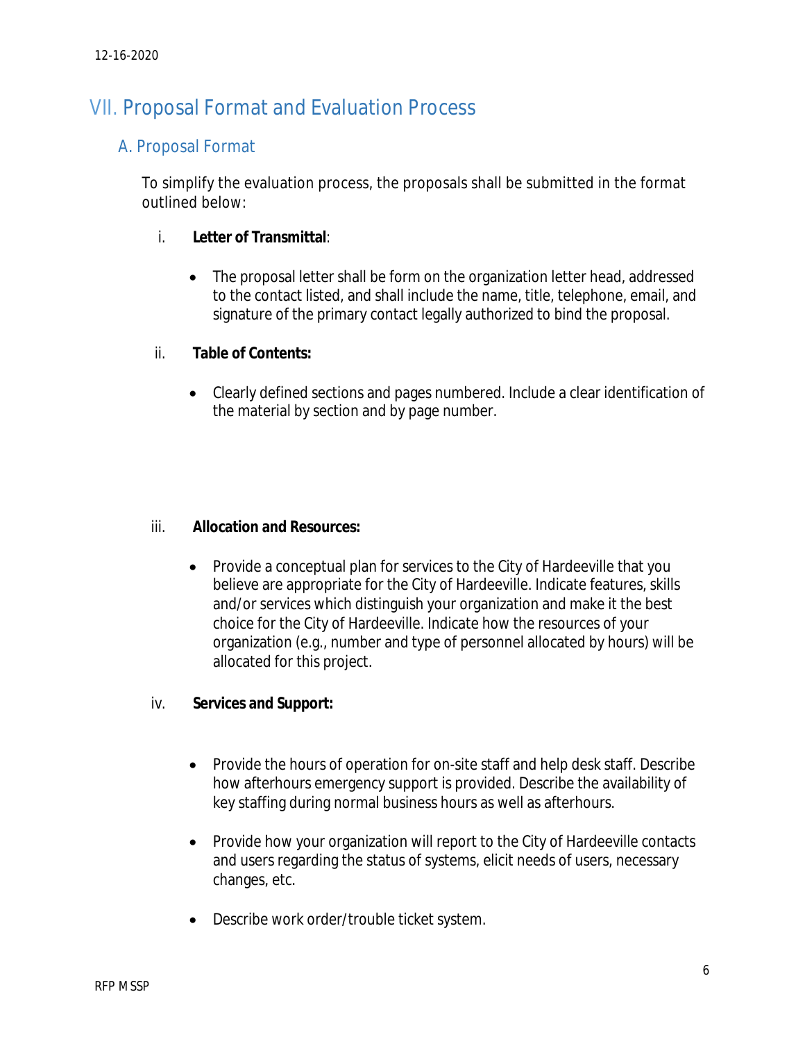## VII. Proposal Format and Evaluation Process

### A. Proposal Format

To simplify the evaluation process, the proposals shall be submitted in the format outlined below:

i. **Letter of Transmittal**:

- The proposal letter shall be form on the organization letter head, addressed to the contact listed, and shall include the name, title, telephone, email, and signature of the primary contact legally authorized to bind the proposal.

ii. **Table of Contents:**

- Clearly defined sections and pages numbered. Include a clear identification of the material by section and by page number.

iii. **Allocation and Resources:**

- Provide a conceptual plan for services to the City of Hardeeville that you believe are appropriate for the City of Hardeeville. Indicate features, skills and/or services which distinguish your organization and make it the best choice for the City of Hardeeville. Indicate how the resources of your organization (e.g., number and type of personnel allocated by hours) will be allocated for this project.

iv. **Services and Support:**

- Provide the hours of operation for on-site staff and help desk staff. Describe how afterhours emergency support is provided. Describe the availability of key staffing during normal business hours as well as afterhours.

- Provide how your organization will report to the City of Hardeeville contacts and users regarding the status of systems, elicit needs of users, necessary changes, etc.

- Describe work order/trouble ticket system.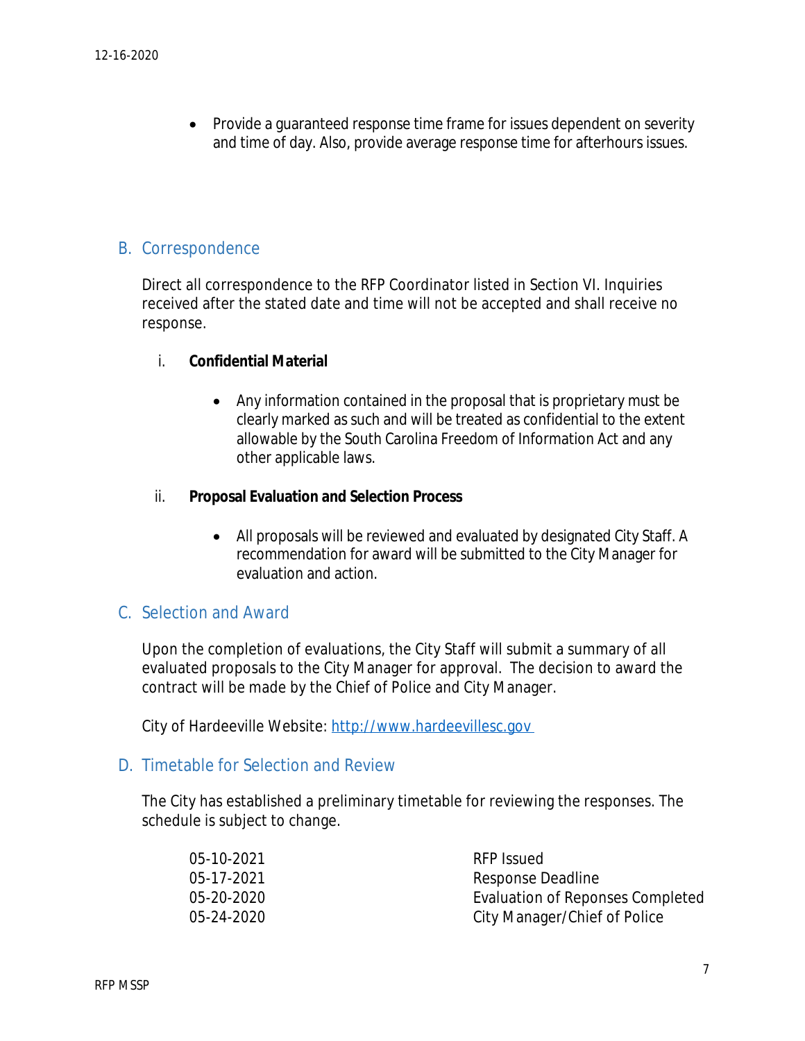- Provide a guaranteed response time frame for issues dependent on severity and time of day. Also, provide average response time for afterhours issues.

## B. Correspondence

Direct all correspondence to the RFP Coordinator listed in Section VI. Inquiries received after the stated date and time will not be accepted and shall receive no response.

i. **Confidential Material**

- Any information contained in the proposal that is proprietary must be clearly marked as such and will be treated as confidential to the extent allowable by the South Carolina Freedom of Information Act and any other applicable laws.

ii. **Proposal Evaluation and Selection Process**

- All proposals will be reviewed and evaluated by designated City Staff. A recommendation for award will be submitted to the City Manager for evaluation and action.

## C. Selection and Award

Upon the completion of evaluations, the City Staff will submit a summary of all evaluated proposals to the City Manager for approval. The decision to award the contract will be made by the Chief of Police and City Manager.

City of Hardeeville Website: [http://www.hardeevillesc.gov](http://www.hardeevillesc.gov)

## D. Timetable for Selection and Review

The City has established a preliminary timetable for reviewing the responses. The schedule is subject to change.

| | |
|---|---|
| 05-10-2021 | RFP Issued |
| 05-17-2021 | Response Deadline |
| 05-20-2020 | Evaluation of Reponses Completed |
| 05-24-2020 | City Manager/Chief of Police |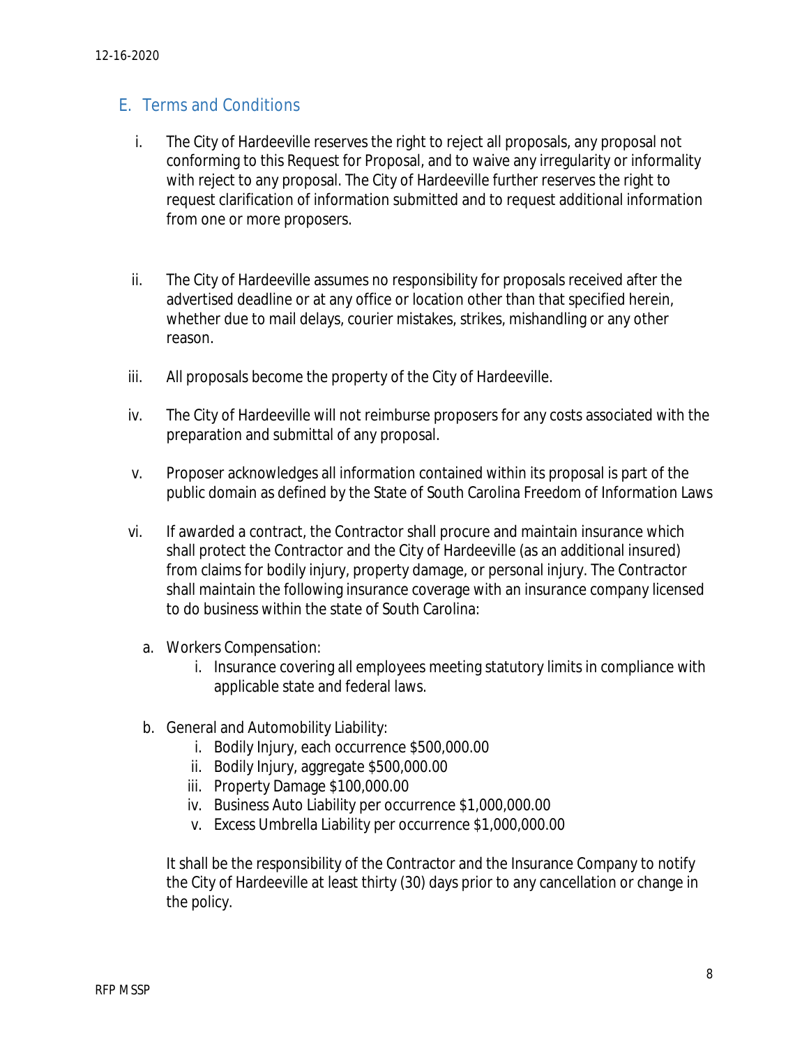## E. Terms and Conditions

i. The City of Hardeeville reserves the right to reject all proposals, any proposal not conforming to this Request for Proposal, and to waive any irregularity or informality with reject to any proposal. The City of Hardeeville further reserves the right to request clarification of information submitted and to request additional information from one or more proposers.

ii. The City of Hardeeville assumes no responsibility for proposals received after the advertised deadline or at any office or location other than that specified herein, whether due to mail delays, courier mistakes, strikes, mishandling or any other reason.

iii. All proposals become the property of the City of Hardeeville.

iv. The City of Hardeeville will not reimburse proposers for any costs associated with the preparation and submittal of any proposal.

v. Proposer acknowledges all information contained within its proposal is part of the public domain as defined by the State of South Carolina Freedom of Information Laws

vi. If awarded a contract, the Contractor shall procure and maintain insurance which shall protect the Contractor and the City of Hardeeville (as an additional insured) from claims for bodily injury, property damage, or personal injury. The Contractor shall maintain the following insurance coverage with an insurance company licensed to do business within the state of South Carolina:

   a. Workers Compensation:
      i. Insurance covering all employees meeting statutory limits in compliance with applicable state and federal laws.

   b. General and Automobility Liability:
      i. Bodily Injury, each occurrence $500,000.00
      ii. Bodily Injury, aggregate $500,000.00
      iii. Property Damage $100,000.00
      iv. Business Auto Liability per occurrence $1,000,000.00
      v. Excess Umbrella Liability per occurrence $1,000,000.00

   It shall be the responsibility of the Contractor and the Insurance Company to notify the City of Hardeeville at least thirty (30) days prior to any cancellation or change in the policy.